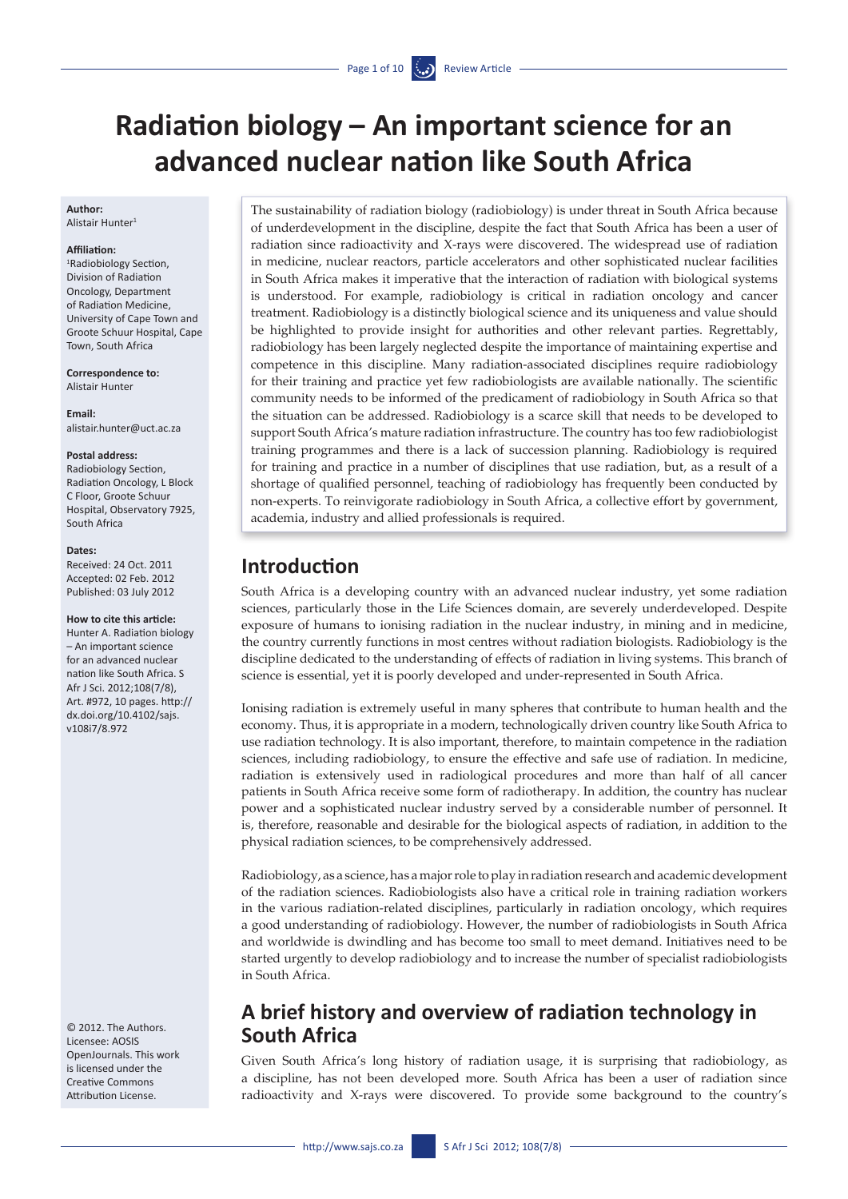# Radiation biology – An important science for an advanced nuclear nation like South Africa

**Author:**
Alistair Hunter[1]

**Affiliation:**
[1]Radiobiology Section, Division of Radiation Oncology, Department of Radiation Medicine, University of Cape Town and Groote Schuur Hospital, Cape Town, South Africa

**Correspondence to:**
Alistair Hunter

**Email:**
alistair.hunter@uct.ac.za

**Postal address:**
Radiobiology Section, Radiation Oncology, L Block C Floor, Groote Schuur Hospital, Observatory 7925, South Africa

**Dates:**
Received: 24 Oct. 2011
Accepted: 02 Feb. 2012
Published: 03 July 2012

**How to cite this article:**
Hunter A. Radiation biology – An important science for an advanced nuclear nation like South Africa. S Afr J Sci. 2012;108(7/8), Art. #972, 10 pages. http://dx.doi.org/10.4102/sajs.v108i7/8.972

© 2012. The Authors. Licensee: AOSIS OpenJournals. This work is licensed under the Creative Commons Attribution License.

The sustainability of radiation biology (radiobiology) is under threat in South Africa because of underdevelopment in the discipline, despite the fact that South Africa has been a user of radiation since radioactivity and X-rays were discovered. The widespread use of radiation in medicine, nuclear reactors, particle accelerators and other sophisticated nuclear facilities in South Africa makes it imperative that the interaction of radiation with biological systems is understood. For example, radiobiology is critical in radiation oncology and cancer treatment. Radiobiology is a distinctly biological science and its uniqueness and value should be highlighted to provide insight for authorities and other relevant parties. Regrettably, radiobiology has been largely neglected despite the importance of maintaining expertise and competence in this discipline. Many radiation-associated disciplines require radiobiology for their training and practice yet few radiobiologists are available nationally. The scientific community needs to be informed of the predicament of radiobiology in South Africa so that the situation can be addressed. Radiobiology is a scarce skill that needs to be developed to support South Africa's mature radiation infrastructure. The country has too few radiobiologist training programmes and there is a lack of succession planning. Radiobiology is required for training and practice in a number of disciplines that use radiation, but, as a result of a shortage of qualified personnel, teaching of radiobiology has frequently been conducted by non-experts. To reinvigorate radiobiology in South Africa, a collective effort by government, academia, industry and allied professionals is required.

## Introduction

South Africa is a developing country with an advanced nuclear industry, yet some radiation sciences, particularly those in the Life Sciences domain, are severely underdeveloped. Despite exposure of humans to ionising radiation in the nuclear industry, in mining and in medicine, the country currently functions in most centres without radiation biologists. Radiobiology is the discipline dedicated to the understanding of effects of radiation in living systems. This branch of science is essential, yet it is poorly developed and under-represented in South Africa.

Ionising radiation is extremely useful in many spheres that contribute to human health and the economy. Thus, it is appropriate in a modern, technologically driven country like South Africa to use radiation technology. It is also important, therefore, to maintain competence in the radiation sciences, including radiobiology, to ensure the effective and safe use of radiation. In medicine, radiation is extensively used in radiological procedures and more than half of all cancer patients in South Africa receive some form of radiotherapy. In addition, the country has nuclear power and a sophisticated nuclear industry served by a considerable number of personnel. It is, therefore, reasonable and desirable for the biological aspects of radiation, in addition to the physical radiation sciences, to be comprehensively addressed.

Radiobiology, as a science, has a major role to play in radiation research and academic development of the radiation sciences. Radiobiologists also have a critical role in training radiation workers in the various radiation-related disciplines, particularly in radiation oncology, which requires a good understanding of radiobiology. However, the number of radiobiologists in South Africa and worldwide is dwindling and has become too small to meet demand. Initiatives need to be started urgently to develop radiobiology and to increase the number of specialist radiobiologists in South Africa.

## A brief history and overview of radiation technology in South Africa

Given South Africa's long history of radiation usage, it is surprising that radiobiology, as a discipline, has not been developed more. South Africa has been a user of radiation since radioactivity and X-rays were discovered. To provide some background to the country's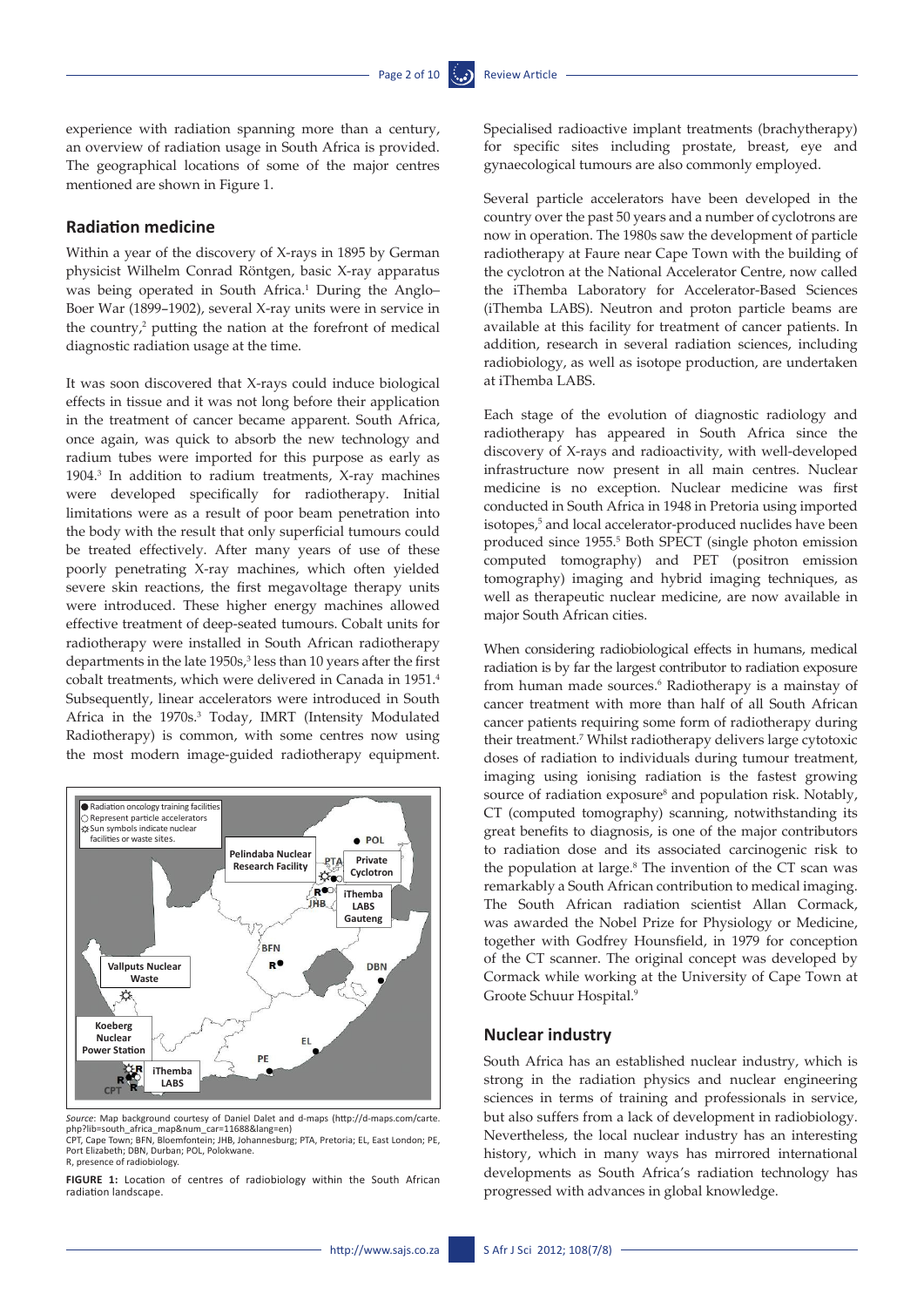experience with radiation spanning more than a century, an overview of radiation usage in South Africa is provided. The geographical locations of some of the major centres mentioned are shown in Figure 1.

## Radiation medicine

Within a year of the discovery of X-rays in 1895 by German physicist Wilhelm Conrad Röntgen, basic X-ray apparatus was being operated in South Africa.[1] During the Anglo–Boer War (1899–1902), several X-ray units were in service in the country,[2] putting the nation at the forefront of medical diagnostic radiation usage at the time.

It was soon discovered that X-rays could induce biological effects in tissue and it was not long before their application in the treatment of cancer became apparent. South Africa, once again, was quick to absorb the new technology and radium tubes were imported for this purpose as early as 1904.[3] In addition to radium treatments, X-ray machines were developed specifically for radiotherapy. Initial limitations were as a result of poor beam penetration into the body with the result that only superficial tumours could be treated effectively. After many years of use of these poorly penetrating X-ray machines, which often yielded severe skin reactions, the first megavoltage therapy units were introduced. These higher energy machines allowed effective treatment of deep-seated tumours. Cobalt units for radiotherapy were installed in South African radiotherapy departments in the late 1950s,[3] less than 10 years after the first cobalt treatments, which were delivered in Canada in 1951.[4] Subsequently, linear accelerators were introduced in South Africa in the 1970s.[3] Today, IMRT (Intensity Modulated Radiotherapy) is common, with some centres now using the most modern image-guided radiotherapy equipment.

*Source:* Map background courtesy of Daniel Dalet and d-maps (http://d-maps.com/carte.php?lib=south_africa_map&num_car=11688&lang=en)
CPT, Cape Town; BFN, Bloemfontein; JHB, Johannesburg; PTA, Pretoria; EL, East London; PE, Port Elizabeth; DBN, Durban; POL, Polokwane.
R, presence of radiobiology.

**FIGURE 1:** Location of centres of radiobiology within the South African radiation landscape.

Specialised radioactive implant treatments (brachytherapy) for specific sites including prostate, breast, eye and gynaecological tumours are also commonly employed.

Several particle accelerators have been developed in the country over the past 50 years and a number of cyclotrons are now in operation. The 1980s saw the development of particle radiotherapy at Faure near Cape Town with the building of the cyclotron at the National Accelerator Centre, now called the iThemba Laboratory for Accelerator-Based Sciences (iThemba LABS). Neutron and proton particle beams are available at this facility for treatment of cancer patients. In addition, research in several radiation sciences, including radiobiology, as well as isotope production, are undertaken at iThemba LABS.

Each stage of the evolution of diagnostic radiology and radiotherapy has appeared in South Africa since the discovery of X-rays and radioactivity, with well-developed infrastructure now present in all main centres. Nuclear medicine is no exception. Nuclear medicine was first conducted in South Africa in 1948 in Pretoria using imported isotopes,[5] and local accelerator-produced nuclides have been produced since 1955.[5] Both SPECT (single photon emission computed tomography) and PET (positron emission tomography) imaging and hybrid imaging techniques, as well as therapeutic nuclear medicine, are now available in major South African cities.

When considering radiobiological effects in humans, medical radiation is by far the largest contributor to radiation exposure from human made sources.[6] Radiotherapy is a mainstay of cancer treatment with more than half of all South African cancer patients requiring some form of radiotherapy during their treatment.[7] Whilst radiotherapy delivers large cytotoxic doses of radiation to individuals during tumour treatment, imaging using ionising radiation is the fastest growing source of radiation exposure[8] and population risk. Notably, CT (computed tomography) scanning, notwithstanding its great benefits to diagnosis, is one of the major contributors to radiation dose and its associated carcinogenic risk to the population at large.[8] The invention of the CT scan was remarkably a South African contribution to medical imaging. The South African radiation scientist Allan Cormack, was awarded the Nobel Prize for Physiology or Medicine, together with Godfrey Hounsfield, in 1979 for conception of the CT scanner. The original concept was developed by Cormack while working at the University of Cape Town at Groote Schuur Hospital.[9]

## Nuclear industry

South Africa has an established nuclear industry, which is strong in the radiation physics and nuclear engineering sciences in terms of training and professionals in service, but also suffers from a lack of development in radiobiology. Nevertheless, the local nuclear industry has an interesting history, which in many ways has mirrored international developments as South Africa's radiation technology has progressed with advances in global knowledge.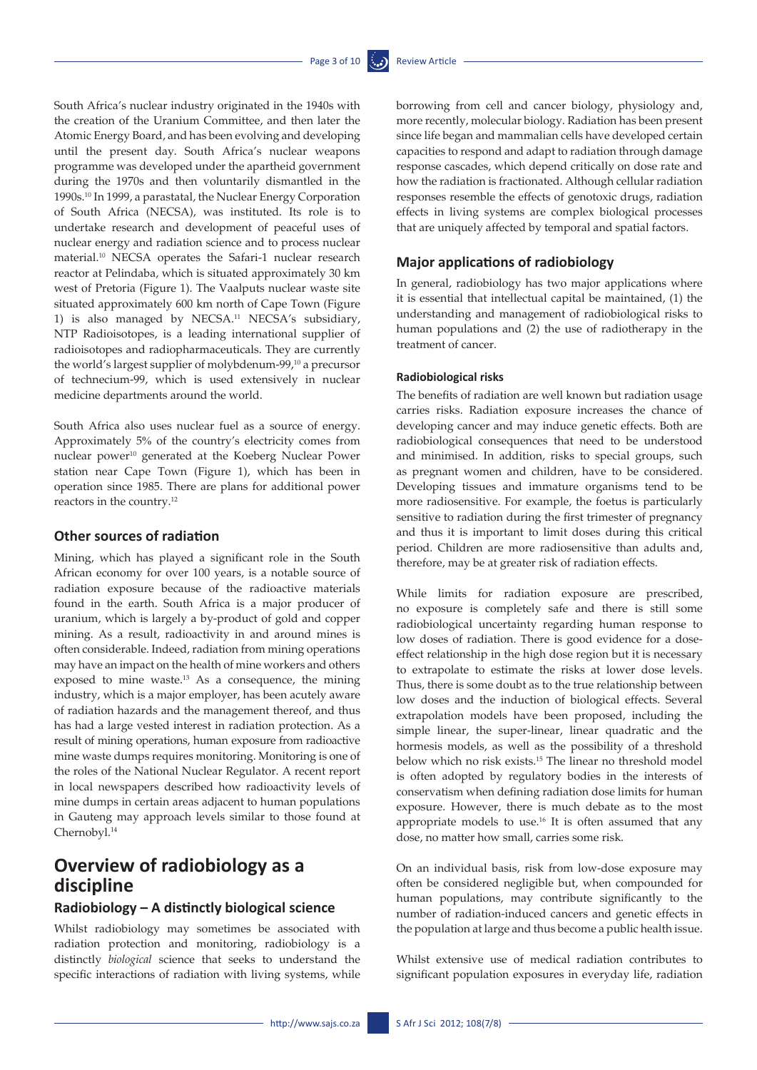South Africa's nuclear industry originated in the 1940s with the creation of the Uranium Committee, and then later the Atomic Energy Board, and has been evolving and developing until the present day. South Africa's nuclear weapons programme was developed under the apartheid government during the 1970s and then voluntarily dismantled in the 1990s.[10] In 1999, a parastatal, the Nuclear Energy Corporation of South Africa (NECSA), was instituted. Its role is to undertake research and development of peaceful uses of nuclear energy and radiation science and to process nuclear material.[10] NECSA operates the Safari-1 nuclear research reactor at Pelindaba, which is situated approximately 30 km west of Pretoria (Figure 1). The Vaalputs nuclear waste site situated approximately 600 km north of Cape Town (Figure 1) is also managed by NECSA.[11] NECSA's subsidiary, NTP Radioisotopes, is a leading international supplier of radioisotopes and radiopharmaceuticals. They are currently the world's largest supplier of molybdenum-99,[10] a precursor of technecium-99, which is used extensively in nuclear medicine departments around the world.

South Africa also uses nuclear fuel as a source of energy. Approximately 5% of the country's electricity comes from nuclear power[10] generated at the Koeberg Nuclear Power station near Cape Town (Figure 1), which has been in operation since 1985. There are plans for additional power reactors in the country.[12]

### Other sources of radiation

Mining, which has played a significant role in the South African economy for over 100 years, is a notable source of radiation exposure because of the radioactive materials found in the earth. South Africa is a major producer of uranium, which is largely a by-product of gold and copper mining. As a result, radioactivity in and around mines is often considerable. Indeed, radiation from mining operations may have an impact on the health of mine workers and others exposed to mine waste.[13] As a consequence, the mining industry, which is a major employer, has been acutely aware of radiation hazards and the management thereof, and thus has had a large vested interest in radiation protection. As a result of mining operations, human exposure from radioactive mine waste dumps requires monitoring. Monitoring is one of the roles of the National Nuclear Regulator. A recent report in local newspapers described how radioactivity levels of mine dumps in certain areas adjacent to human populations in Gauteng may approach levels similar to those found at Chernobyl.[14]

## Overview of radiobiology as a discipline

### Radiobiology – A distinctly biological science

Whilst radiobiology may sometimes be associated with radiation protection and monitoring, radiobiology is a distinctly *biological* science that seeks to understand the specific interactions of radiation with living systems, while borrowing from cell and cancer biology, physiology and, more recently, molecular biology. Radiation has been present since life began and mammalian cells have developed certain capacities to respond and adapt to radiation through damage response cascades, which depend critically on dose rate and how the radiation is fractionated. Although cellular radiation responses resemble the effects of genotoxic drugs, radiation effects in living systems are complex biological processes that are uniquely affected by temporal and spatial factors.

### Major applications of radiobiology

In general, radiobiology has two major applications where it is essential that intellectual capital be maintained, (1) the understanding and management of radiobiological risks to human populations and (2) the use of radiotherapy in the treatment of cancer.

#### Radiobiological risks

The benefits of radiation are well known but radiation usage carries risks. Radiation exposure increases the chance of developing cancer and may induce genetic effects. Both are radiobiological consequences that need to be understood and minimised. In addition, risks to special groups, such as pregnant women and children, have to be considered. Developing tissues and immature organisms tend to be more radiosensitive. For example, the foetus is particularly sensitive to radiation during the first trimester of pregnancy and thus it is important to limit doses during this critical period. Children are more radiosensitive than adults and, therefore, may be at greater risk of radiation effects.

While limits for radiation exposure are prescribed, no exposure is completely safe and there is still some radiobiological uncertainty regarding human response to low doses of radiation. There is good evidence for a dose-effect relationship in the high dose region but it is necessary to extrapolate to estimate the risks at lower dose levels. Thus, there is some doubt as to the true relationship between low doses and the induction of biological effects. Several extrapolation models have been proposed, including the simple linear, the super-linear, linear quadratic and the hormesis models, as well as the possibility of a threshold below which no risk exists.[15] The linear no threshold model is often adopted by regulatory bodies in the interests of conservatism when defining radiation dose limits for human exposure. However, there is much debate as to the most appropriate models to use.[16] It is often assumed that any dose, no matter how small, carries some risk.

On an individual basis, risk from low-dose exposure may often be considered negligible but, when compounded for human populations, may contribute significantly to the number of radiation-induced cancers and genetic effects in the population at large and thus become a public health issue.

Whilst extensive use of medical radiation contributes to significant population exposures in everyday life, radiation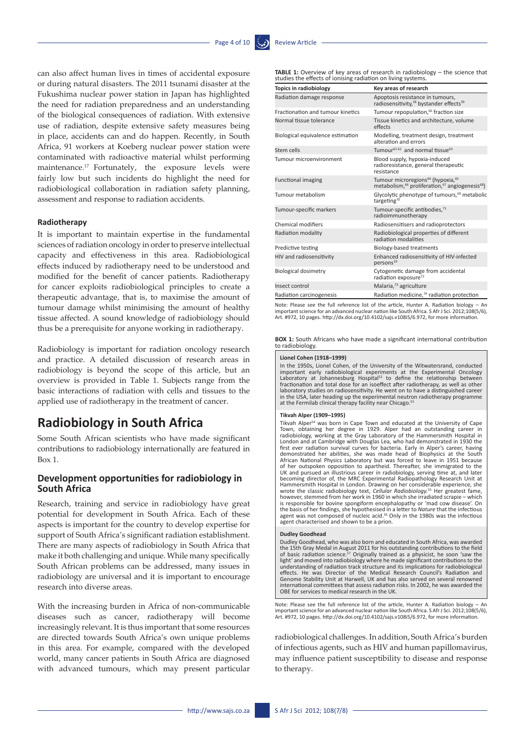can also affect human lives in times of accidental exposure or during natural disasters. The 2011 tsunami disaster at the Fukushima nuclear power station in Japan has highlighted the need for radiation preparedness and an understanding of the biological consequences of radiation. With extensive use of radiation, despite extensive safety measures being in place, accidents can and do happen. Recently, in South Africa, 91 workers at Koeberg nuclear power station were contaminated with radioactive material whilst performing maintenance.[17] Fortunately, the exposure levels were fairly low but such incidents do highlight the need for radiobiological collaboration in radiation safety planning, assessment and response to radiation accidents.

### Radiotherapy

It is important to maintain expertise in the fundamental sciences of radiation oncology in order to preserve intellectual capacity and effectiveness in this area. Radiobiological effects induced by radiotherapy need to be understood and modified for the benefit of cancer patients. Radiotherapy for cancer exploits radiobiological principles to create a therapeutic advantage, that is, to maximise the amount of tumour damage whilst minimising the amount of healthy tissue affected. A sound knowledge of radiobiology should thus be a prerequisite for anyone working in radiotherapy.

Radiobiology is important for radiation oncology research and practice. A detailed discussion of research areas in radiobiology is beyond the scope of this article, but an overview is provided in Table 1. Subjects range from the basic interactions of radiation with cells and tissues to the applied use of radiotherapy in the treatment of cancer.

**TABLE 1:** Overview of key areas of research in radiobiology – the science that studies the effects of ionising radiation on living systems.

| Topics in radiobiology | Key areas of research |
| --- | --- |
| Radiation damage response | Apoptosis resistance in tumours, radiosensitivity,[58] bystander effects[59] |
| Fractionation and tumour kinetics | Tumour repopulation,[60] fraction size |
| Normal tissue tolerance | Tissue kinetics and architecture, volume effects |
| Biological equivalence estimation | Modelling, treatment design, treatment alteration and errors |
| Stem cells | Tumour[61,62] and normal tissue[63] |
| Tumour microenvironment | Blood supply, hypoxia-induced radioresistance, general therapeutic resistance |
| Functional imaging | Tumour microregions[64] (hypoxia,[65] metabolism,[66] proliferation,[67] angiogenesis[68]) |
| Tumour metabolism | Glycolytic phenotype of tumours,[69] metabolic targeting[70] |
| Tumour-specific markers | Tumour-specific antibodies,[71] radioimmunotherapy |
| Chemical modifiers | Radiosensitisers and radioprotectors |
| Radiation modality | Radiobiological properties of different radiation modalities |
| Predictive testing | Biology-based treatments |
| HIV and radiosensitivity | Enhanced radiosensitivity of HIV-infected persons[19] |
| Biological dosimetry | Cytogenetic damage from accidental radiation exposure[72] |
| Insect control | Malaria,[73] agriculture |
| Radiation carcinogenesis | Radiation medicine,[74] radiation protection |

Note: Please see the full reference list of the article, Hunter A. Radiation biology – An important science for an advanced nuclear nation like South Africa. S Afr J Sci. 2012;108(5/6), Art. #972, 10 pages. http://dx.doi.org/10.4102/sajs.v108i5/6.972, for more information.

## Radiobiology in South Africa

Some South African scientists who have made significant contributions to radiobiology internationally are featured in Box 1.

**BOX 1:** South Africans who have made a significant international contribution to radiobiology.

**Lionel Cohen (1918–1999)**

In the 1950s, Lionel Cohen, of the University of the Witwatersrand, conducted important early radiobiological experiments at the Experimental Oncology Laboratory at Johannesburg Hospital[52] to define the relationship between fractionation and total dose for an isoeffect after radiotherapy, as well as other laboratory studies on radiosensitivity. He went on to have a distinguished career in the USA, later heading up the experimental neutron radiotherapy programme at the Fermilab clinical therapy facility near Chicago.[53]

**Tikvah Alper (1909–1995)**

Tikvah Alper[54] was born in Cape Town and educated at the University of Cape Town, obtaining her degree in 1929. Alper had an outstanding career in radiobiology, working at the Gray Laboratory of the Hammersmith Hospital in London and at Cambridge with Douglas Lea, who had demonstrated in 1930 the first ever radiation survival curves for bacteria. Early in Alper's career, having demonstrated her abilities, she was made head of Biophysics at the South African National Physics Laboratory but was forced to leave in 1951 because of her outspoken opposition to apartheid. Thereafter, she immigrated to the UK and pursued an illustrious career in radiobiology, serving time at, and later becoming director of, the MRC Experimental Radiopathology Research Unit at Hammersmith Hospital in London. Drawing on her considerable experience, she wrote the classic radiobiology text, *Cellular Radiobiology*.[55] Her greatest fame, however, stemmed from her work in 1960 in which she irradiated scrapie – which is responsible for bovine spongiform encephalopathy or 'mad cow disease'. On the basis of her findings, she hypothesised in a letter to *Nature* that the infectious agent was not composed of nucleic acid.[56] Only in the 1980s was the infectious agent characterised and shown to be a prion.

**Dudley Goodhead**

Dudley Goodhead, who was also born and educated in South Africa, was awarded the 15th Gray Medal in August 2011 for his outstanding contributions to the field of basic radiation science.[57] Originally trained as a physicist, he soon 'saw the light' and moved into radiobiology where he made significant contributions to the understanding of radiation track structure and its implications for radiobiological effects. He was Director of the Medical Research Council's Radiation and Genome Stability Unit at Harwell, UK and has also served on several renowned international committees that assess radiation risks. In 2002, he was awarded the OBE for services to medical research in the UK.

Note: Please see the full reference list of the article, Hunter A. Radiation biology – An important science for an advanced nuclear nation like South Africa. S Afr J Sci. 2012;108(5/6), Art. #972, 10 pages. http://dx.doi.org/10.4102/sajs.v108i5/6.972, for more information.

### Development opportunities for radiobiology in South Africa

Research, training and service in radiobiology have great potential for development in South Africa. Each of these aspects is important for the country to develop expertise for support of South Africa's significant radiation establishment. There are many aspects of radiobiology in South Africa that make it both challenging and unique. While many specifically South African problems can be addressed, many issues in radiobiology are universal and it is important to encourage research into diverse areas.

With the increasing burden in Africa of non-communicable diseases such as cancer, radiotherapy will become increasingly relevant. It is thus important that some resources are directed towards South Africa's own unique problems in this area. For example, compared with the developed world, many cancer patients in South Africa are diagnosed with advanced tumours, which may present particular radiobiological challenges. In addition, South Africa's burden of infectious agents, such as HIV and human papillomavirus, may influence patient susceptibility to disease and response to therapy.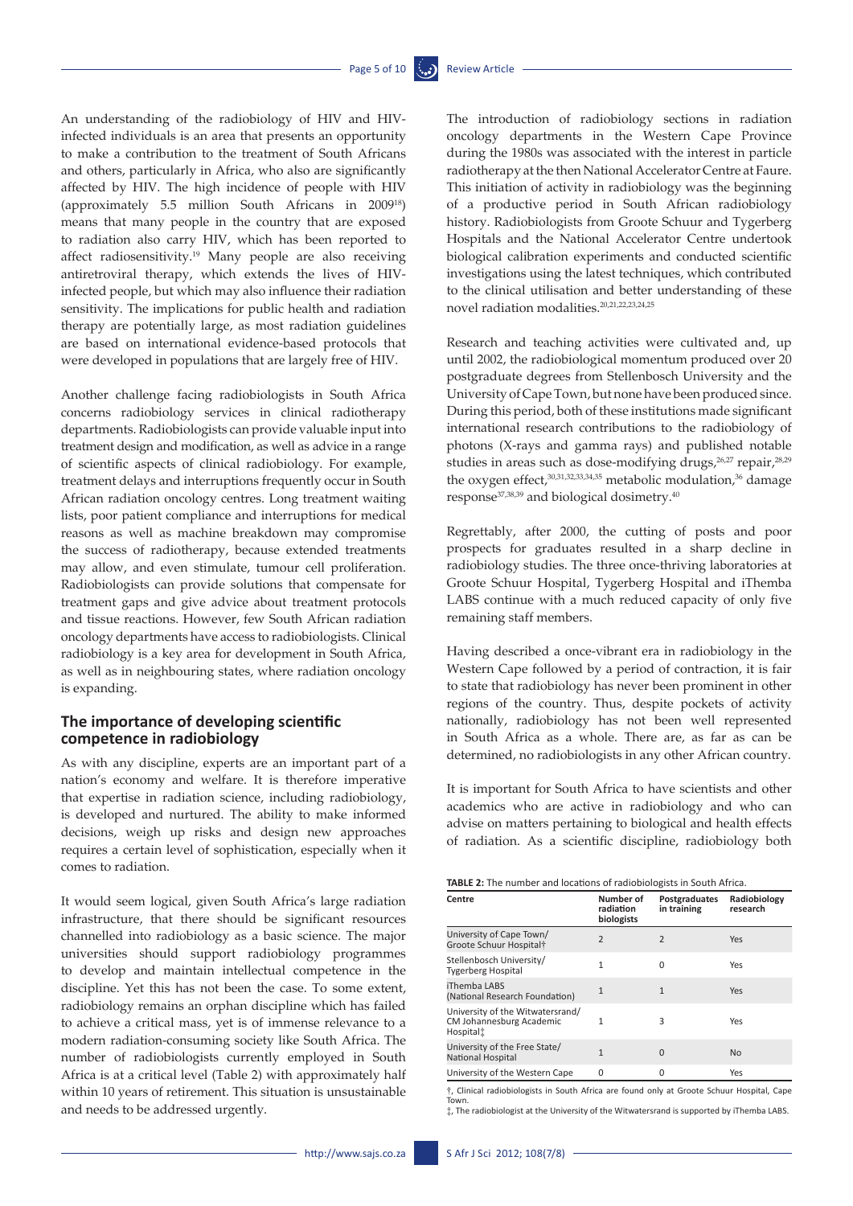An understanding of the radiobiology of HIV and HIV-infected individuals is an area that presents an opportunity to make a contribution to the treatment of South Africans and others, particularly in Africa, who also are significantly affected by HIV. The high incidence of people with HIV (approximately 5.5 million South Africans in 2009[18]) means that many people in the country that are exposed to radiation also carry HIV, which has been reported to affect radiosensitivity.[19] Many people are also receiving antiretroviral therapy, which extends the lives of HIV-infected people, but which may also influence their radiation sensitivity. The implications for public health and radiation therapy are potentially large, as most radiation guidelines are based on international evidence-based protocols that were developed in populations that are largely free of HIV.

Another challenge facing radiobiologists in South Africa concerns radiobiology services in clinical radiotherapy departments. Radiobiologists can provide valuable input into treatment design and modification, as well as advice in a range of scientific aspects of clinical radiobiology. For example, treatment delays and interruptions frequently occur in South African radiation oncology centres. Long treatment waiting lists, poor patient compliance and interruptions for medical reasons as well as machine breakdown may compromise the success of radiotherapy, because extended treatments may allow, and even stimulate, tumour cell proliferation. Radiobiologists can provide solutions that compensate for treatment gaps and give advice about treatment protocols and tissue reactions. However, few South African radiation oncology departments have access to radiobiologists. Clinical radiobiology is a key area for development in South Africa, as well as in neighbouring states, where radiation oncology is expanding.

## The importance of developing scientific competence in radiobiology

As with any discipline, experts are an important part of a nation's economy and welfare. It is therefore imperative that expertise in radiation science, including radiobiology, is developed and nurtured. The ability to make informed decisions, weigh up risks and design new approaches requires a certain level of sophistication, especially when it comes to radiation.

It would seem logical, given South Africa's large radiation infrastructure, that there should be significant resources channelled into radiobiology as a basic science. The major universities should support radiobiology programmes to develop and maintain intellectual competence in the discipline. Yet this has not been the case. To some extent, radiobiology remains an orphan discipline which has failed to achieve a critical mass, yet is of immense relevance to a modern radiation-consuming society like South Africa. The number of radiobiologists currently employed in South Africa is at a critical level (Table 2) with approximately half within 10 years of retirement. This situation is unsustainable and needs to be addressed urgently.

The introduction of radiobiology sections in radiation oncology departments in the Western Cape Province during the 1980s was associated with the interest in particle radiotherapy at the then National Accelerator Centre at Faure. This initiation of activity in radiobiology was the beginning of a productive period in South African radiobiology history. Radiobiologists from Groote Schuur and Tygerberg Hospitals and the National Accelerator Centre undertook biological calibration experiments and conducted scientific investigations using the latest techniques, which contributed to the clinical utilisation and better understanding of these novel radiation modalities.[20,21,22,23,24,25]

Research and teaching activities were cultivated and, up until 2002, the radiobiological momentum produced over 20 postgraduate degrees from Stellenbosch University and the University of Cape Town, but none have been produced since. During this period, both of these institutions made significant international research contributions to the radiobiology of photons (X-rays and gamma rays) and published notable studies in areas such as dose-modifying drugs,[26,27] repair,[28,29] the oxygen effect,[30,31,32,33,34,35] metabolic modulation,[36] damage response[37,38,39] and biological dosimetry.[40]

Regrettably, after 2000, the cutting of posts and poor prospects for graduates resulted in a sharp decline in radiobiology studies. The three once-thriving laboratories at Groote Schuur Hospital, Tygerberg Hospital and iThemba LABS continue with a much reduced capacity of only five remaining staff members.

Having described a once-vibrant era in radiobiology in the Western Cape followed by a period of contraction, it is fair to state that radiobiology has never been prominent in other regions of the country. Thus, despite pockets of activity nationally, radiobiology has not been well represented in South Africa as a whole. There are, as far as can be determined, no radiobiologists in any other African country.

It is important for South Africa to have scientists and other academics who are active in radiobiology and who can advise on matters pertaining to biological and health effects of radiation. As a scientific discipline, radiobiology both

**TABLE 2:** The number and locations of radiobiologists in South Africa.

| Centre | Number of radiation biologists | Postgraduates in training | Radiobiology research |
|---|---|---|---|
| University of Cape Town/ Groote Schuur Hospital† | 2 | 2 | Yes |
| Stellenbosch University/ Tygerberg Hospital | 1 | 0 | Yes |
| iThemba LABS (National Research Foundation) | 1 | 1 | Yes |
| University of the Witwatersrand/ CM Johannesburg Academic Hospital‡ | 1 | 3 | Yes |
| University of the Free State/ National Hospital | 1 | 0 | No |
| University of the Western Cape | 0 | 0 | Yes |

†, Clinical radiobiologists in South Africa are found only at Groote Schuur Hospital, Cape Town.
‡, The radiobiologist at the University of the Witwatersrand is supported by iThemba LABS.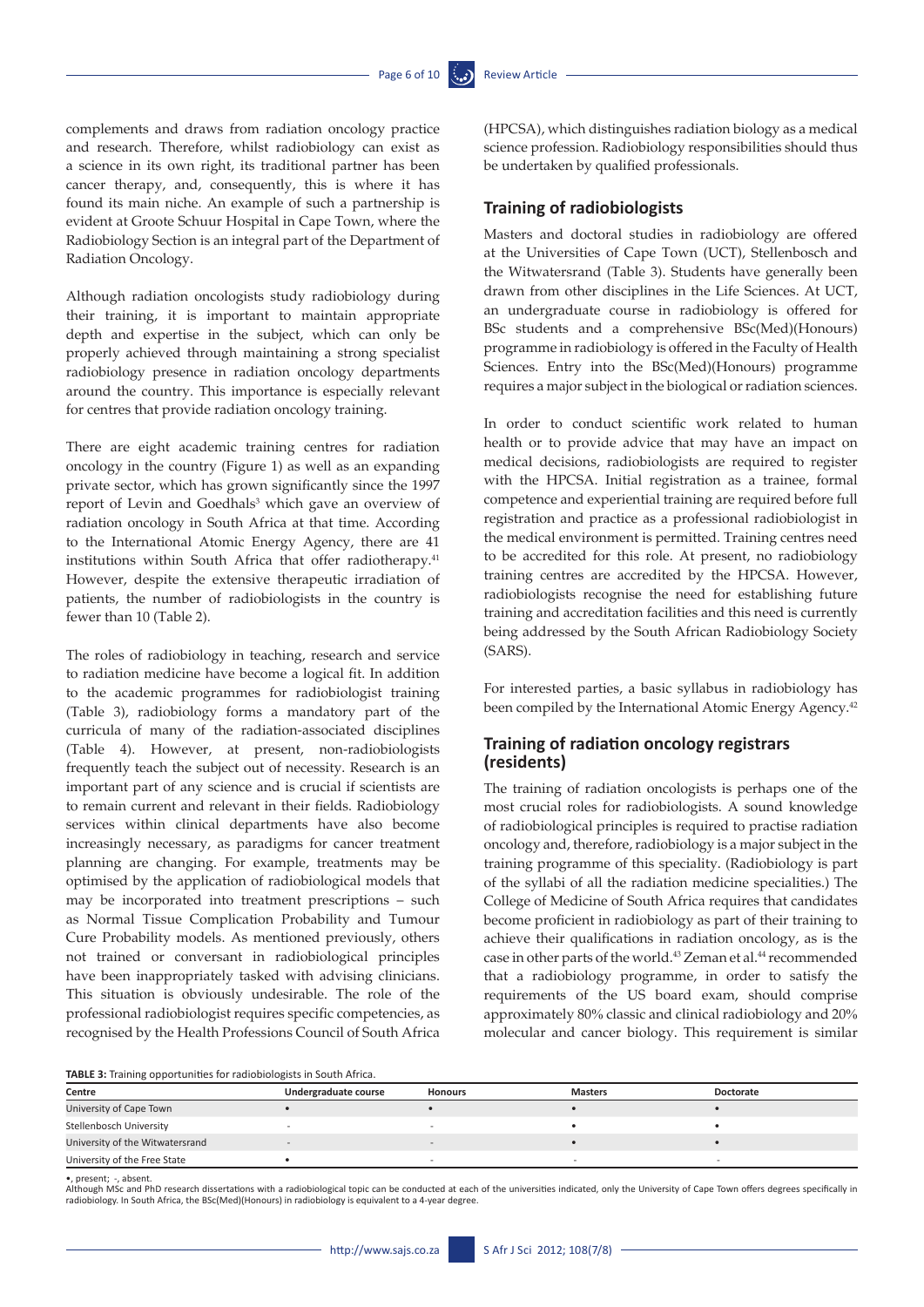complements and draws from radiation oncology practice and research. Therefore, whilst radiobiology can exist as a science in its own right, its traditional partner has been cancer therapy, and, consequently, this is where it has found its main niche. An example of such a partnership is evident at Groote Schuur Hospital in Cape Town, where the Radiobiology Section is an integral part of the Department of Radiation Oncology.

Although radiation oncologists study radiobiology during their training, it is important to maintain appropriate depth and expertise in the subject, which can only be properly achieved through maintaining a strong specialist radiobiology presence in radiation oncology departments around the country. This importance is especially relevant for centres that provide radiation oncology training.

There are eight academic training centres for radiation oncology in the country (Figure 1) as well as an expanding private sector, which has grown significantly since the 1997 report of Levin and Goedhals[3] which gave an overview of radiation oncology in South Africa at that time. According to the International Atomic Energy Agency, there are 41 institutions within South Africa that offer radiotherapy.[41] However, despite the extensive therapeutic irradiation of patients, the number of radiobiologists in the country is fewer than 10 (Table 2).

The roles of radiobiology in teaching, research and service to radiation medicine have become a logical fit. In addition to the academic programmes for radiobiologist training (Table 3), radiobiology forms a mandatory part of the curricula of many of the radiation-associated disciplines (Table 4). However, at present, non-radiobiologists frequently teach the subject out of necessity. Research is an important part of any science and is crucial if scientists are to remain current and relevant in their fields. Radiobiology services within clinical departments have also become increasingly necessary, as paradigms for cancer treatment planning are changing. For example, treatments may be optimised by the application of radiobiological models that may be incorporated into treatment prescriptions – such as Normal Tissue Complication Probability and Tumour Cure Probability models. As mentioned previously, others not trained or conversant in radiobiological principles have been inappropriately tasked with advising clinicians. This situation is obviously undesirable. The role of the professional radiobiologist requires specific competencies, as recognised by the Health Professions Council of South Africa (HPCSA), which distinguishes radiation biology as a medical science profession. Radiobiology responsibilities should thus be undertaken by qualified professionals.

## Training of radiobiologists

Masters and doctoral studies in radiobiology are offered at the Universities of Cape Town (UCT), Stellenbosch and the Witwatersrand (Table 3). Students have generally been drawn from other disciplines in the Life Sciences. At UCT, an undergraduate course in radiobiology is offered for BSc students and a comprehensive BSc(Med)(Honours) programme in radiobiology is offered in the Faculty of Health Sciences. Entry into the BSc(Med)(Honours) programme requires a major subject in the biological or radiation sciences.

In order to conduct scientific work related to human health or to provide advice that may have an impact on medical decisions, radiobiologists are required to register with the HPCSA. Initial registration as a trainee, formal competence and experiential training are required before full registration and practice as a professional radiobiologist in the medical environment is permitted. Training centres need to be accredited for this role. At present, no radiobiology training centres are accredited by the HPCSA. However, radiobiologists recognise the need for establishing future training and accreditation facilities and this need is currently being addressed by the South African Radiobiology Society (SARS).

For interested parties, a basic syllabus in radiobiology has been compiled by the International Atomic Energy Agency.[42]

## Training of radiation oncology registrars (residents)

The training of radiation oncologists is perhaps one of the most crucial roles for radiobiologists. A sound knowledge of radiobiological principles is required to practise radiation oncology and, therefore, radiobiology is a major subject in the training programme of this speciality. (Radiobiology is part of the syllabi of all the radiation medicine specialities.) The College of Medicine of South Africa requires that candidates become proficient in radiobiology as part of their training to achieve their qualifications in radiation oncology, as is the case in other parts of the world.[43] Zeman et al.[44] recommended that a radiobiology programme, in order to satisfy the requirements of the US board exam, should comprise approximately 80% classic and clinical radiobiology and 20% molecular and cancer biology. This requirement is similar

**TABLE 3:** Training opportunities for radiobiologists in South Africa.

| Centre | Undergraduate course | Honours | Masters | Doctorate |
|---|---|---|---|---|
| University of Cape Town | • | • | • | • |
| Stellenbosch University | - | - | • | • |
| University of the Witwatersrand | - | - | • | • |
| University of the Free State | • | - | - | - |

•, present; -, absent.
Although MSc and PhD research dissertations with a radiobiological topic can be conducted at each of the universities indicated, only the University of Cape Town offers degrees specifically in radiobiology. In South Africa, the BSc(Med)(Honours) in radiobiology is equivalent to a 4-year degree.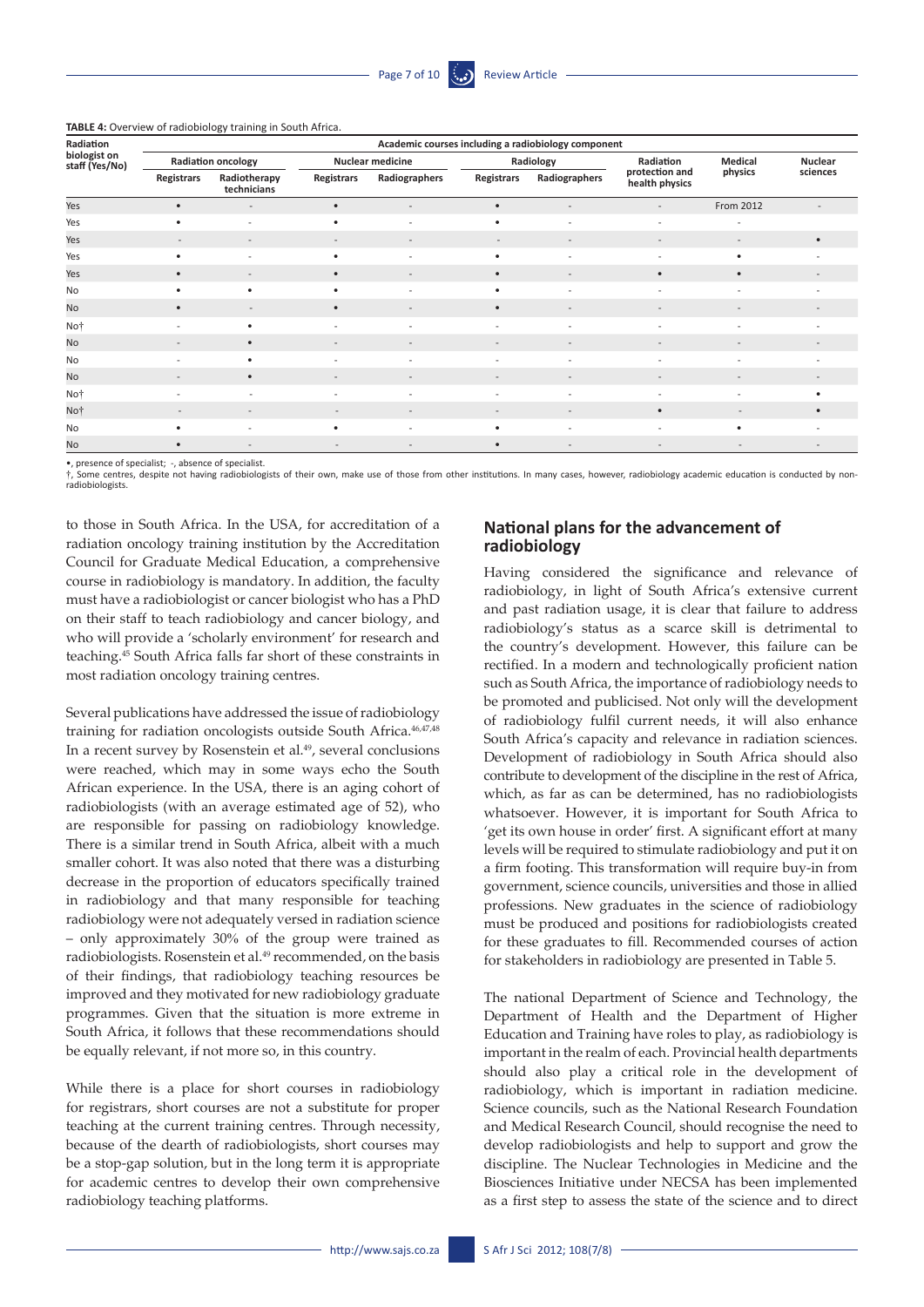**TABLE 4:** Overview of radiobiology training in South Africa.

| Radiation biologist on staff (Yes/No) | Academic courses including a radiobiology component | | | | | | | | |
|---|---|---|---|---|---|---|---|---|---|
| | Radiation oncology | | Nuclear medicine | | Radiology | | Radiation protection and health physics | Medical physics | Nuclear sciences |
| | Registrars | Radiotherapy technicians | Registrars | Radiographers | Registrars | Radiographers | | | |
| Yes | • | - | • | - | • | - | - | From 2012 | - |
| Yes | • | - | • | - | • | - | - | - | |
| Yes | - | - | - | - | - | - | - | - | • |
| Yes | • | - | • | - | • | - | - | • | - |
| Yes | • | - | • | - | • | - | • | • | - |
| No | • | • | • | - | • | - | - | - | - |
| No | • | - | • | - | • | - | - | - | - |
| No† | - | • | - | - | - | - | - | - | - |
| No | - | • | - | - | - | - | - | - | - |
| No | - | • | - | - | - | - | - | - | - |
| No | - | • | - | - | - | - | - | - | - |
| No† | - | - | - | - | - | - | - | - | • |
| No† | - | - | - | - | - | - | • | - | • |
| No | • | - | • | - | • | - | - | • | - |
| No | • | - | - | - | • | - | - | - | - |

•, presence of specialist; -, absence of specialist.

†, Some centres, despite not having radiobiologists of their own, make use of those from other institutions. In many cases, however, radiobiology academic education is conducted by non-radiobiologists.

to those in South Africa. In the USA, for accreditation of a radiation oncology training institution by the Accreditation Council for Graduate Medical Education, a comprehensive course in radiobiology is mandatory. In addition, the faculty must have a radiobiologist or cancer biologist who has a PhD on their staff to teach radiobiology and cancer biology, and who will provide a 'scholarly environment' for research and teaching.[45] South Africa falls far short of these constraints in most radiation oncology training centres.

Several publications have addressed the issue of radiobiology training for radiation oncologists outside South Africa.[46,47,48] In a recent survey by Rosenstein et al.[49], several conclusions were reached, which may in some ways echo the South African experience. In the USA, there is an aging cohort of radiobiologists (with an average estimated age of 52), who are responsible for passing on radiobiology knowledge. There is a similar trend in South Africa, albeit with a much smaller cohort. It was also noted that there was a disturbing decrease in the proportion of educators specifically trained in radiobiology and that many responsible for teaching radiobiology were not adequately versed in radiation science – only approximately 30% of the group were trained as radiobiologists. Rosenstein et al.[49] recommended, on the basis of their findings, that radiobiology teaching resources be improved and they motivated for new radiobiology graduate programmes. Given that the situation is more extreme in South Africa, it follows that these recommendations should be equally relevant, if not more so, in this country.

While there is a place for short courses in radiobiology for registrars, short courses are not a substitute for proper teaching at the current training centres. Through necessity, because of the dearth of radiobiologists, short courses may be a stop-gap solution, but in the long term it is appropriate for academic centres to develop their own comprehensive radiobiology teaching platforms.

## National plans for the advancement of radiobiology

Having considered the significance and relevance of radiobiology, in light of South Africa's extensive current and past radiation usage, it is clear that failure to address radiobiology's status as a scarce skill is detrimental to the country's development. However, this failure can be rectified. In a modern and technologically proficient nation such as South Africa, the importance of radiobiology needs to be promoted and publicised. Not only will the development of radiobiology fulfil current needs, it will also enhance South Africa's capacity and relevance in radiation sciences. Development of radiobiology in South Africa should also contribute to development of the discipline in the rest of Africa, which, as far as can be determined, has no radiobiologists whatsoever. However, it is important for South Africa to 'get its own house in order' first. A significant effort at many levels will be required to stimulate radiobiology and put it on a firm footing. This transformation will require buy-in from government, science councils, universities and those in allied professions. New graduates in the science of radiobiology must be produced and positions for radiobiologists created for these graduates to fill. Recommended courses of action for stakeholders in radiobiology are presented in Table 5.

The national Department of Science and Technology, the Department of Health and the Department of Higher Education and Training have roles to play, as radiobiology is important in the realm of each. Provincial health departments should also play a critical role in the development of radiobiology, which is important in radiation medicine. Science councils, such as the National Research Foundation and Medical Research Council, should recognise the need to develop radiobiologists and help to support and grow the discipline. The Nuclear Technologies in Medicine and the Biosciences Initiative under NECSA has been implemented as a first step to assess the state of the science and to direct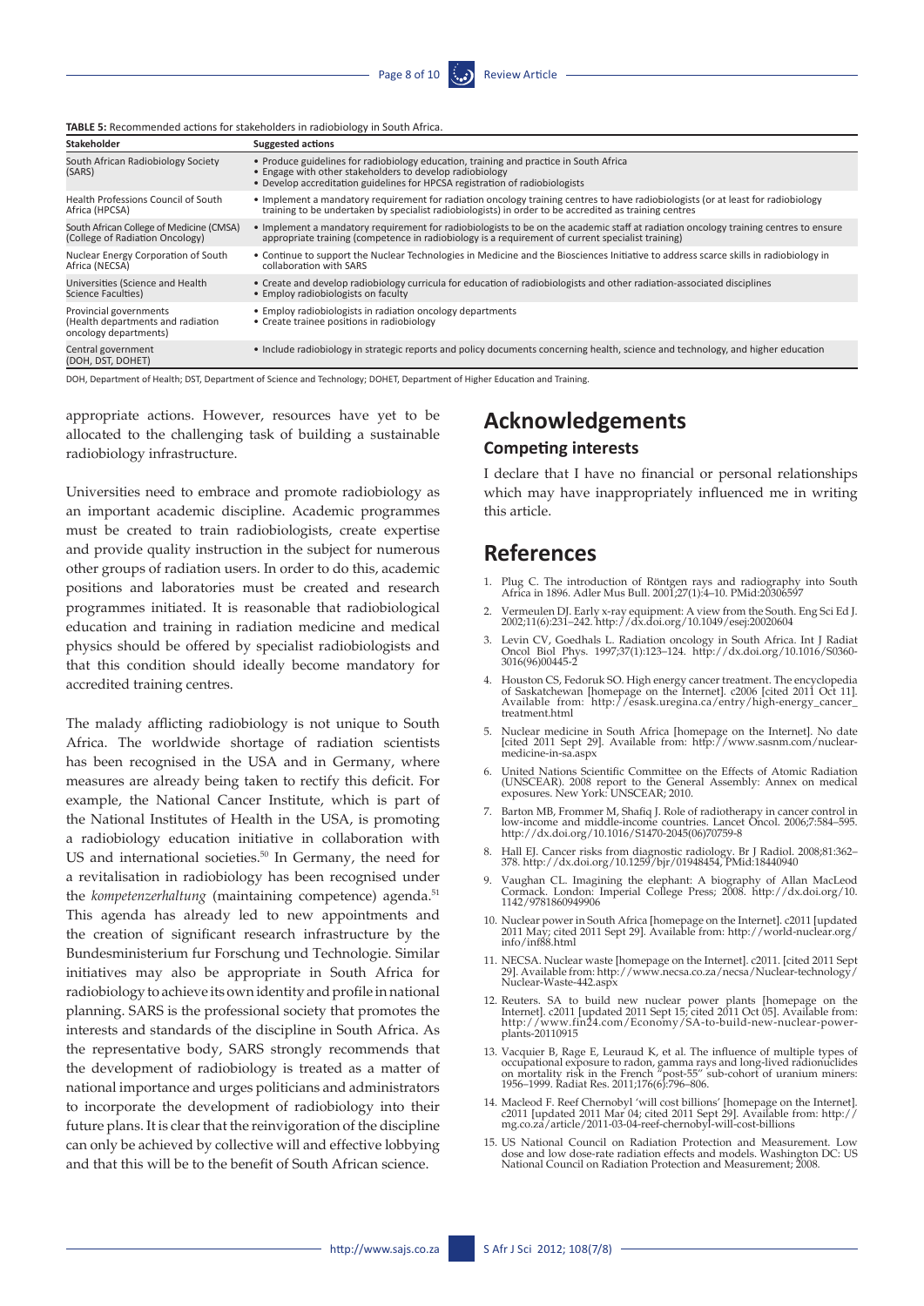**TABLE 5:** Recommended actions for stakeholders in radiobiology in South Africa.

| Stakeholder | Suggested actions |
|---|---|
| South African Radiobiology Society (SARS) | • Produce guidelines for radiobiology education, training and practice in South Africa<br>• Engage with other stakeholders to develop radiobiology<br>• Develop accreditation guidelines for HPCSA registration of radiobiologists |
| Health Professions Council of South Africa (HPCSA) | • Implement a mandatory requirement for radiation oncology training centres to have radiobiologists (or at least for radiobiology training to be undertaken by specialist radiobiologists) in order to be accredited as training centres |
| South African College of Medicine (CMSA) (College of Radiation Oncology) | • Implement a mandatory requirement for radiobiologists to be on the academic staff at radiation oncology training centres to ensure appropriate training (competence in radiobiology is a requirement of current specialist training) |
| Nuclear Energy Corporation of South Africa (NECSA) | • Continue to support the Nuclear Technologies in Medicine and the Biosciences Initiative to address scarce skills in radiobiology in collaboration with SARS |
| Universities (Science and Health Science Faculties) | • Create and develop radiobiology curricula for education of radiobiologists and other radiation-associated disciplines<br>• Employ radiobiologists on faculty |
| Provincial governments (Health departments and radiation oncology departments) | • Employ radiobiologists in radiation oncology departments<br>• Create trainee positions in radiobiology |
| Central government (DOH, DST, DOHET) | • Include radiobiology in strategic reports and policy documents concerning health, science and technology, and higher education |

DOH, Department of Health; DST, Department of Science and Technology; DOHET, Department of Higher Education and Training.

appropriate actions. However, resources have yet to be allocated to the challenging task of building a sustainable radiobiology infrastructure.

Universities need to embrace and promote radiobiology as an important academic discipline. Academic programmes must be created to train radiobiologists, create expertise and provide quality instruction in the subject for numerous other groups of radiation users. In order to do this, academic positions and laboratories must be created and research programmes initiated. It is reasonable that radiobiological education and training in radiation medicine and medical physics should be offered by specialist radiobiologists and that this condition should ideally become mandatory for accredited training centres.

The malady afflicting radiobiology is not unique to South Africa. The worldwide shortage of radiation scientists has been recognised in the USA and in Germany, where measures are already being taken to rectify this deficit. For example, the National Cancer Institute, which is part of the National Institutes of Health in the USA, is promoting a radiobiology education initiative in collaboration with US and international societies.[50] In Germany, the need for a revitalisation in radiobiology has been recognised under the *kompetenzerhaltung* (maintaining competence) agenda.[51] This agenda has already led to new appointments and the creation of significant research infrastructure by the Bundesministerium fur Forschung und Technologie. Similar initiatives may also be appropriate in South Africa for radiobiology to achieve its own identity and profile in national planning. SARS is the professional society that promotes the interests and standards of the discipline in South Africa. As the representative body, SARS strongly recommends that the development of radiobiology is treated as a matter of national importance and urges politicians and administrators to incorporate the development of radiobiology into their future plans. It is clear that the reinvigoration of the discipline can only be achieved by collective will and effective lobbying and that this will be to the benefit of South African science.

# Acknowledgements

## Competing interests

I declare that I have no financial or personal relationships which may have inappropriately influenced me in writing this article.

# References

1. Plug C. The introduction of Röntgen rays and radiography into South Africa in 1896. Adler Mus Bull. 2001;27(1):4–10. PMid:20306597
2. Vermeulen DJ. Early x-ray equipment: A view from the South. Eng Sci Ed J. 2002;11(6):231–242. http://dx.doi.org/10.1049/esej:20020604
3. Levin CV, Goedhals L. Radiation oncology in South Africa. Int J Radiat Oncol Biol Phys. 1997;37(1):123–124. http://dx.doi.org/10.1016/S0360-3016(96)00445-2
4. Houston CS, Fedoruk SO. High energy cancer treatment. The encyclopedia of Saskatchewan [homepage on the Internet]. c2006 [cited 2011 Oct 11]. Available from: http://esask.uregina.ca/entry/high-energy_cancer_treatment.html
5. Nuclear medicine in South Africa [homepage on the Internet]. No date [cited 2011 Sept 29]. Available from: http://www.sasnm.com/nuclear-medicine-in-sa.aspx
6. United Nations Scientific Committee on the Effects of Atomic Radiation (UNSCEAR). 2008 report to the General Assembly: Annex on medical exposures. New York: UNSCEAR; 2010.
7. Barton MB, Frommer M, Shafiq J. Role of radiotherapy in cancer control in low-income and middle-income countries. Lancet Oncol. 2006;7:584–595. http://dx.doi.org/10.1016/S1470-2045(06)70759-8
8. Hall EJ. Cancer risks from diagnostic radiology. Br J Radiol. 2008;81:362–378. http://dx.doi.org/10.1259/bjr/01948454, PMid:18440940
9. Vaughan CL. Imagining the elephant: A biography of Allan MacLeod Cormack. London: Imperial College Press; 2008. http://dx.doi.org/10.1142/9781860949906
10. Nuclear power in South Africa [homepage on the Internet]. c2011 [updated 2011 May; cited 2011 Sept 29]. Available from: http://world-nuclear.org/info/inf88.html
11. NECSA. Nuclear waste [homepage on the Internet]. c2011. [cited 2011 Sept 29]. Available from: http://www.necsa.co.za/necsa/Nuclear-technology/Nuclear-Waste-442.aspx
12. Reuters. SA to build new nuclear power plants [homepage on the Internet]. c2011 [updated 2011 Sept 15; cited 2011 Oct 05]. Available from: http://www.fin24.com/Economy/SA-to-build-new-nuclear-power-plants-20110915
13. Vacquier B, Rage E, Leuraud K, et al. The influence of multiple types of occupational exposure to radon, gamma rays and long-lived radionuclides on mortality risk in the French "post-55" sub-cohort of uranium miners: 1956–1999. Radiat Res. 2011;176(6):796–806.
14. Macleod F. Reef Chernobyl 'will cost billions' [homepage on the Internet]. c2011 [updated 2011 Mar 04; cited 2011 Sept 29]. Available from: http://mg.co.za/article/2011-03-04-reef-chernobyl-will-cost-billions
15. US National Council on Radiation Protection and Measurement. Low dose and low dose-rate radiation effects and models. Washington DC: US National Council on Radiation Protection and Measurement; 2008.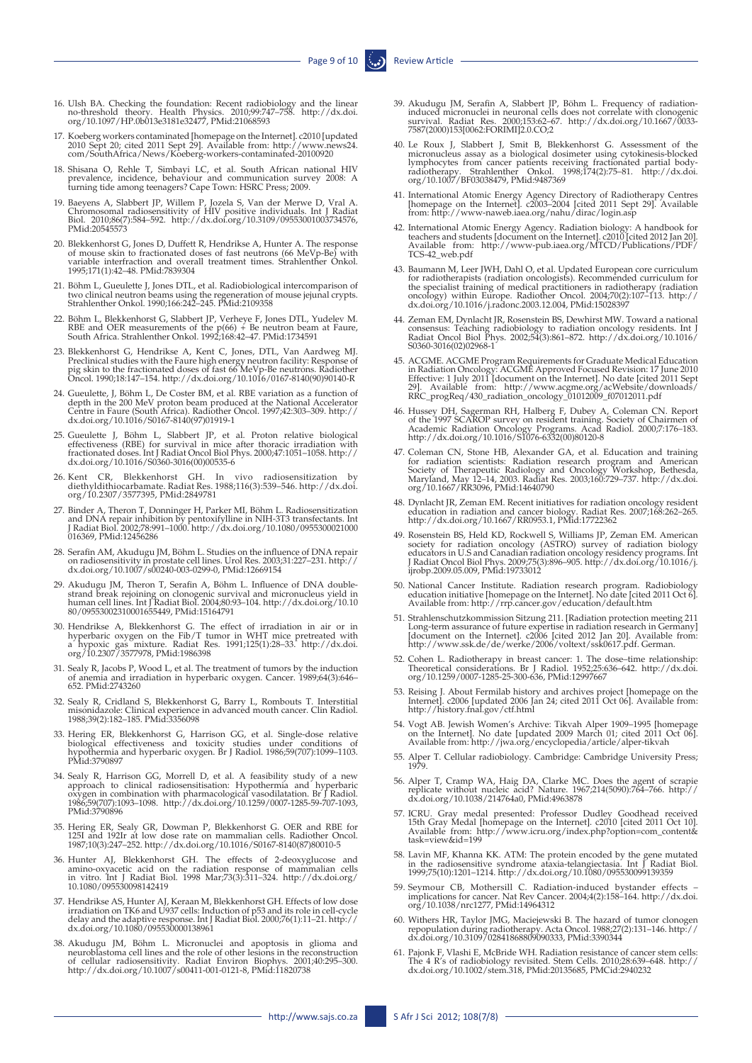16. Ulsh BA. Checking the foundation: Recent radiobiology and the linear no-threshold theory. Health Physics. 2010;99:747–758. http://dx.doi.org/10.1097/HP.0b013e3181e32477, PMid:21068593

17. Koeberg workers contaminated [homepage on the Internet]. c2010 [updated 2010 Sept 20; cited 2011 Sept 29]. Available from: http://www.news24.com/SouthAfrica/News/Koeberg-workers-contaminated-20100920

18. Shisana O, Rehle T, Simbayi LC, et al. South African national HIV prevalence, incidence, behaviour and communication survey 2008: A turning tide among teenagers? Cape Town: HSRC Press; 2009.

19. Baeyens A, Slabbert JP, Willem P, Jozela S, Van der Merwe D, Vral A. Chromosomal radiosensitivity of HIV positive individuals. Int J Radiat Biol. 2010;86(7):584–592. http://dx.doi.org/10.3109/09553001003734576, PMid:20545573

20. Blekkenhorst G, Jones D, Duffett R, Hendrikse A, Hunter A. The response of mouse skin to fractionated doses of fast neutrons (66 MeVp-Be) with variable interfraction and overall treatment times. Strahlenther Onkol. 1995;171(1):42–48. PMid:7839304

21. Böhm L, Gueulette J, Jones DTL, et al. Radiobiological intercomparison of two clinical neutron beams using the regeneration of mouse jejunal crypts. Strahlenther Onkol. 1990;166:242–245. PMid:2109358

22. Böhm L, Blekkenhorst G, Slabbert JP, Verheye F, Jones DTL, Yudelev M. RBE and OER measurements of the p(66) + Be neutron beam at Faure, South Africa. Strahlenther Onkol. 1992;168:42–47. PMid:1734591

23. Blekkenhorst G, Hendrikse A, Kent C, Jones, DTL, Van Aardweg MJ. Preclinical studies with the Faure high energy neutron facility: Response of pig skin to the fractionated doses of fast 66 MeVp-Be neutrons. Radiother Oncol. 1990;18:147–154. http://dx.doi.org/10.1016/0167-8140(90)90140-R

24. Gueulette J, Böhm L, De Coster BM, et al. RBE variation as a function of depth in the 200 MeV proton beam produced at the National Accelerator Centre in Faure (South Africa). Radiother Oncol. 1997;42:303–309. http://dx.doi.org/10.1016/S0167-8140(97)01919-1

25. Gueulette J, Böhm L, Slabbert JP, et al. Proton relative biological effectiveness (RBE) for survival in mice after thoracic irradiation with fractionated doses. Int J Radiat Oncol Biol Phys. 2000;47:1051–1058. http://dx.doi.org/10.1016/S0360-3016(00)00535-6

26. Kent CR, Blekkenhorst GH. In vivo radiosensitization by diethyldithiocarbamate. Radiat Res. 1988;116(3):539–546. http://dx.doi.org/10.2307/3577395, PMid:2849781

27. Binder A, Theron T, Donninger H, Parker MI, Böhm L. Radiosensitization and DNA repair inhibition by pentoxifylline in NIH-3T3 transfectants. Int J Radiat Biol. 2002;78:991–1000. http://dx.doi.org/10.1080/0955300021000016369, PMid:12456286

28. Serafin AM, Akudugu JM, Böhm L. Studies on the influence of DNA repair on radiosensitivity in prostate cell lines. Urol Res. 2003;31:227–231. http://dx.doi.org/10.1007/s00240-003-0299-0, PMid:12669154

29. Akudugu JM, Theron T, Serafin A, Böhm L. Influence of DNA double-strand break rejoining on clonogenic survival and micronucleus yield in human cell lines. Int J Radiat Biol. 2004;80:93–104. http://dx.doi.org/10.1080/09553002310001655449, PMid:15164791

30. Hendrikse A, Blekkenhorst G. The effect of irradiation in air or in hyperbaric oxygen on the Fib/T tumor in WHT mice pretreated with a hypoxic gas mixture. Radiat Res. 1991;125(1):28–33. http://dx.doi.org/10.2307/3577978, PMid:1986398

31. Sealy R, Jacobs P, Wood L, et al. The treatment of tumors by the induction of anemia and irradiation in hyperbaric oxygen. Cancer. 1989;64(3):646–652. PMid:2743260

32. Sealy R, Cridland S, Blekkenhorst G, Barry L, Rombouts T. Interstitial misonidazole: Clinical experience in advanced mouth cancer. Clin Radiol. 1988;39(2):182–185. PMid:3356098

33. Hering ER, Blekkenhorst G, Harrison GG, et al. Single-dose relative biological effectiveness and toxicity studies under conditions of hypothermia and hyperbaric oxygen. Br J Radiol. 1986;59(707):1099–1103. PMid:3790897

34. Sealy R, Harrison GG, Morrell D, et al. A feasibility study of a new approach to clinical radiosensitisation: Hypothermia and hyperbaric oxygen in combination with pharmacological vasodilatation. Br J Radiol. 1986;59(707):1093–1098. http://dx.doi.org/10.1259/0007-1285-59-707-1093, PMid:3790896

35. Hering ER, Sealy GR, Dowman P, Blekkenhorst G. OER and RBE for 125I and 192Ir at low dose rate on mammalian cells. Radiother Oncol. 1987;10(3):247–252. http://dx.doi.org/10.1016/S0167-8140(87)80010-5

36. Hunter AJ, Blekkenhorst GH. The effects of 2-deoxyglucose and amino-oxyacetic acid on the radiation response of mammalian cells in vitro. Int J Radiat Biol. 1998 Mar;73(3):311–324. http://dx.doi.org/10.1080/095530098142419

37. Hendrikse AS, Hunter AJ, Keraan M, Blekkenhorst GH. Effects of low dose irradiation on TK6 and U937 cells: Induction of p53 and its role in cell-cycle delay and the adaptive response. Int J Radiat Biol. 2000;76(1):11–21. http://dx.doi.org/10.1080/095530000138961

38. Akudugu JM, Böhm L. Micronuclei and apoptosis in glioma and neuroblastoma cell lines and the role of other lesions in the reconstruction of cellular radiosensitivity. Radiat Environ Biophys. 2001;40:295–300. http://dx.doi.org/10.1007/s00411-001-0121-8, PMid:11820738

39. Akudugu JM, Serafin A, Slabbert JP, Böhm L. Frequency of radiation-induced micronuclei in neuronal cells does not correlate with clonogenic survival. Radiat Res. 2000;153:62–67. http://dx.doi.org/10.1667/0033-7587(2000)153[0062:FORIMI]2.0.CO;2

40. Le Roux J, Slabbert J, Smit B, Blekkenhorst G. Assessment of the micronucleus assay as a biological dosimeter using cytokinesis-blocked lymphocytes from cancer patients receiving fractionated partial body-radiotherapy. Strahlenther Onkol. 1998;174(2):75–81. http://dx.doi.org/10.1007/BF03038479, PMid:9487369

41. International Atomic Energy Agency Directory of Radiotherapy Centres [homepage on the Internet]. c2003–2004 [cited 2011 Sept 29]. Available from: http://www-naweb.iaea.org/nahu/dirac/login.asp

42. International Atomic Energy Agency. Radiation biology: A handbook for teachers and students [document on the Internet]. c2010 [cited 2012 Jan 20]. Available from: http://www-pub.iaea.org/MTCD/Publications/PDF/TCS-42_web.pdf

43. Baumann M, Leer JWH, Dahl O, et al. Updated European core curriculum for radiotherapists (radiation oncologists). Recommended curriculum for the specialist training of medical practitioners in radiotherapy (radiation oncology) within Europe. Radiother Oncol. 2004;70(2):107–113. http://dx.doi.org/10.1016/j.radonc.2003.12.004, PMid:15028397

44. Zeman EM, Dynlacht JR, Rosenstein BS, Dewhirst MW. Toward a national consensus: Teaching radiobiology to radiation oncology residents. Int J Radiat Oncol Biol Phys. 2002;54(3):861–872. http://dx.doi.org/10.1016/S0360-3016(02)02968-1

45. ACGME. ACGME Program Requirements for Graduate Medical Education in Radiation Oncology: ACGME Approved Focused Revision: 17 June 2010 Effective: 1 July 2011 [document on the Internet]. No date [cited 2011 Sept 29]. Available from: http://www.acgme.org/acWebsite/downloads/RRC_progReq/430_radiation_oncology_01012009_f07012011.pdf

46. Hussey DH, Sagerman RH, Halberg F, Dubey A, Coleman CN. Report of the 1997 SCAROP survey on resident training. Society of Chairmen of Academic Radiation Oncology Programs. Acad Radiol. 2000;7:176–183. http://dx.doi.org/10.1016/S1076-6332(00)80120-8

47. Coleman CN, Stone HB, Alexander GA, et al. Education and training for radiation scientists: Radiation research program and American Society of Therapeutic Radiology and Oncology Workshop, Bethesda, Maryland, May 12–14, 2003. Radiat Res. 2003;160:729–737. http://dx.doi.org/10.1667/RR3096, PMid:14640790

48. Dynlacht JR, Zeman EM. Recent initiatives for radiation oncology resident education in radiation and cancer biology. Radiat Res. 2007;168:262–265. http://dx.doi.org/10.1667/RR0953.1, PMid:17722362

49. Rosenstein BS, Held KD, Rockwell S, Williams JP, Zeman EM. American society for radiation oncology (ASTRO) survey of radiation biology educators in U.S and Canadian radiation oncology residency programs. Int J Radiat Oncol Biol Phys. 2009;75(3):896–905. http://dx.doi.org/10.1016/j.ijrobp.2009.05.009, PMid:19733012

50. National Cancer Institute. Radiation research program. Radiobiology education initiative [homepage on the Internet]. No date [cited 2011 Oct 6]. Available from: http://rrp.cancer.gov/education/default.htm

51. Strahlenschutzkommission Sitzung 211. [Radiation protection meeting 211 Long-term assurance of future expertise in radiation research in Germany] [document on the Internet]. c2006 [cited 2012 Jan 20]. Available from: http://www.ssk.de/de/werke/2006/voltext/ssk0617.pdf. German.

52. Cohen L. Radiotherapy in breast cancer: 1. The dose–time relationship: Theoretical considerations. Br J Radiol. 1952;25:636–642. http://dx.doi.org/10.1259/0007-1285-25-300-636, PMid:12997667

53. Reising J. About Fermilab history and archives project [homepage on the Internet]. c2006 [updated 2006 Jan 24; cited 2011 Oct 06]. Available from: http://history.fnal.gov/ctf.html

54. Vogt AB. Jewish Women's Archive: Tikvah Alper 1909–1995 [homepage on the Internet]. No date [updated 2009 March 01; cited 2011 Oct 06]. Available from: http://jwa.org/encyclopedia/article/alper-tikvah

55. Alper T. Cellular radiobiology. Cambridge: Cambridge University Press; 1979.

56. Alper T, Cramp WA, Haig DA, Clarke MC. Does the agent of scrapie replicate without nucleic acid? Nature. 1967;214(5090):764–766. http://dx.doi.org/10.1038/214764a0, PMid:4963878

57. ICRU. Gray medal presented: Professor Dudley Goodhead received 15th Gray Medal [homepage on the Internet]. c2010 [cited 2011 Oct 10]. Available from: http://www.icru.org/index.php?option=com_content&task=view&id=199

58. Lavin MF, Khanna KK. ATM: The protein encoded by the gene mutated in the radiosensitive syndrome ataxia-telangiectasia. Int J Radiat Biol. 1999;75(10):1201–1214. http://dx.doi.org/10.1080/095530099139359

59. Seymour CB, Mothersill C. Radiation-induced bystander effects – implications for cancer. Nat Rev Cancer. 2004;4(2):158–164. http://dx.doi.org/10.1038/nrc1277, PMid:14964312

60. Withers HR, Taylor JMG, Maciejewski B. The hazard of tumor clonogen repopulation during radiotherapy. Acta Oncol. 1988;27(2):131–146. http://dx.doi.org/10.3109/02841868809090333, PMid:3390344

61. Pajonk F, Vlashi E, McBride WH. Radiation resistance of cancer stem cells: The 4 R's of radiobiology revisited. Stem Cells. 2010;28:639–648. http://dx.doi.org/10.1002/stem.318, PMid:20135685, PMCid:2940232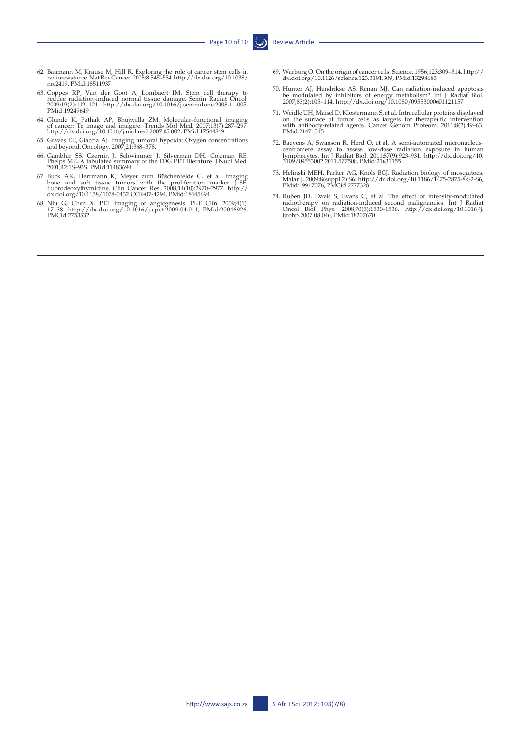62. Baumann M, Krause M, Hill R. Exploring the role of cancer stem cells in radioresistance. Nat Rev Cancer. 2008;8:545–554. http://dx.doi.org/10.1038/nrc2419, PMid:18511937

63. Coppes RP, Van der Goot A, Lombaert IM. Stem cell therapy to reduce radiation-induced normal tissue damage. Semin Radiat Oncol. 2009;19(2):112–121. http://dx.doi.org/10.1016/j.semradonc.2008.11.005, PMid:19249649

64. Glunde K, Pathak AP, Bhujwalla ZM. Molecular–functional imaging of cancer: To image and imagine. Trends Mol Med. 2007;13(7):287–297. http://dx.doi.org/10.1016/j.molmed.2007.05.002, PMid:17544849

65. Graves EE, Giaccia AJ. Imaging tumoral hypoxia: Oxygen concentrations and beyond. Oncology. 2007;21:368–378.

66. Gambhir SS, Czernin J, Schwimmer J, Silverman DH, Coleman RE, Phelps ME. A tabulated summary of the FDG PET literature. J Nucl Med. 2001;42:1S–93S. PMid:11483694

67. Buck AK, Herrmann K, Meyer zum Büschenfelde C, et al. Imaging bone and soft tissue tumors with the proliferation marker [18F] fluorodeoxythymidine. Clin Cancer Res. 2008;14(10):2970–2977. http://dx.doi.org/10.1158/1078-0432.CCR-07-4294, PMid:18445694

68. Niu G, Chen X. PET imaging of angiogenesis. PET Clin. 2009;4(1): 17–38. http://dx.doi.org/10.1016/j.cpet.2009.04.011, PMid:20046926, PMCid:2753532

69. Warburg O. On the origin of cancer cells. Science. 1956;123:309–314. http://dx.doi.org/10.1126/science.123.3191.309, PMid:13298683

70. Hunter AJ, Hendrikse AS, Renan MJ. Can radiation-induced apoptosis be modulated by inhibitors of energy metabolism? Int J Radiat Biol. 2007;83(2):105–114. http://dx.doi.org/10.1080/09553000601121157

71. Weidle UH, Maisel D, Klostermann S, et al. Intracellular proteins displayed on the surface of tumor cells as targets for therapeutic intervention with antibody-related agents. Cancer Genom Proteom. 2011;8(2):49–63. PMid:21471515

72. Baeyens A, Swanson R, Herd O, et al. A semi-automated micronucleus-centromere assay to assess low-dose radiation exposure in human lymphocytes. Int J Radiat Biol. 2011;87(9):923–931. http://dx.doi.org/10.3109/09553002.2011.577508, PMid:21631155

73. Helinski MEH, Parker AG, Knols BGJ. Radiation biology of mosquitoes. Malar J. 2009;8(suppl.2):S6. http://dx.doi.org/10.1186/1475-2875-8-S2-S6, PMid:19917076, PMCid:2777328

74. Ruben JD, Davis S, Evans C, et al. The effect of intensity-modulated radiotherapy on radiation-induced second malignancies. Int J Radiat Oncol Biol Phys. 2008;70(5):1530–1536. http://dx.doi.org/10.1016/j.ijrobp.2007.08.046, PMid:18207670